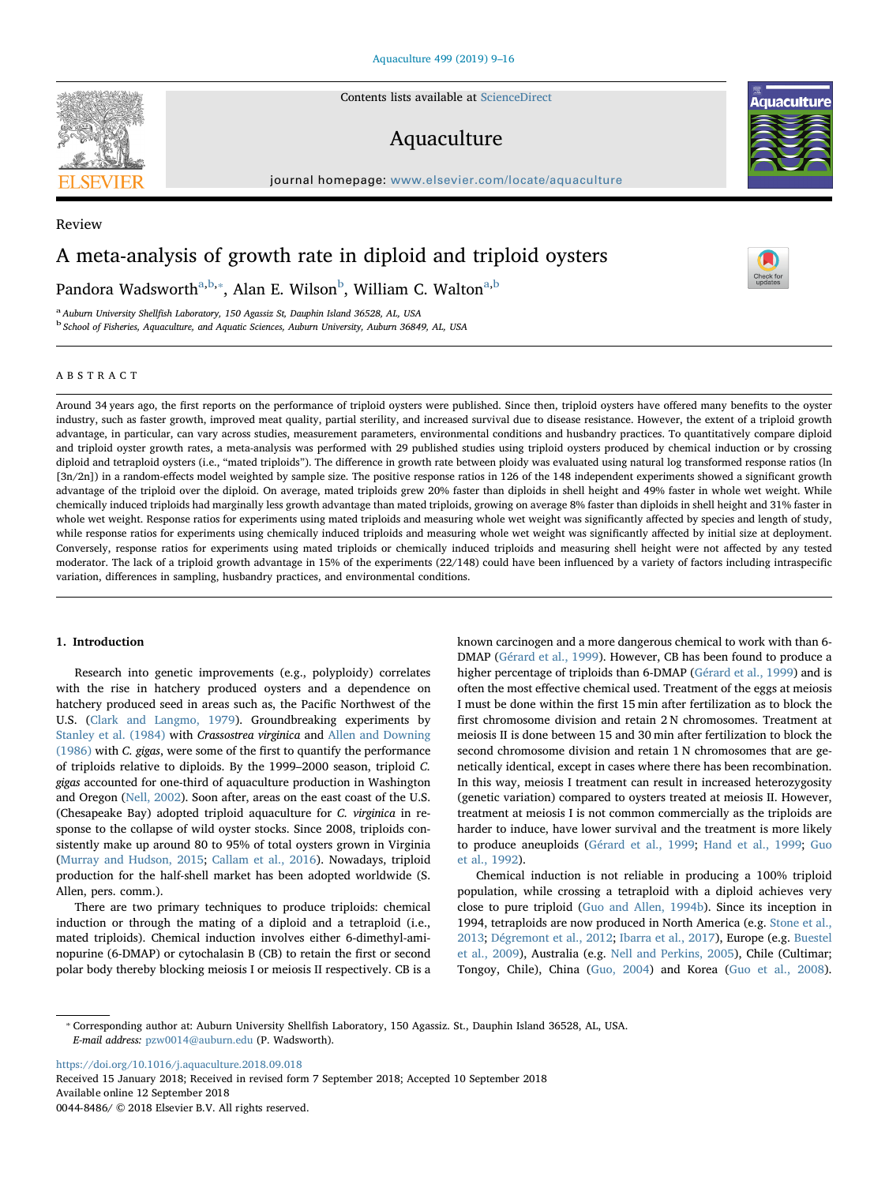Review

# A meta-analysis of growth rate in diploid and triploid oysters

Pandora Wadsworth[a,b,*], Alan E. Wilson[b], William C. Walton[a,b]

[a] Auburn University Shellfish Laboratory, 150 Agassiz St, Dauphin Island 36528, AL, USA
[b] School of Fisheries, Aquaculture, and Aquatic Sciences, Auburn University, Auburn 36849, AL, USA

## ABSTRACT

Around 34 years ago, the first reports on the performance of triploid oysters were published. Since then, triploid oysters have offered many benefits to the oyster industry, such as faster growth, improved meat quality, partial sterility, and increased survival due to disease resistance. However, the extent of a triploid growth advantage, in particular, can vary across studies, measurement parameters, environmental conditions and husbandry practices. To quantitatively compare diploid and triploid oyster growth rates, a meta-analysis was performed with 29 published studies using triploid oysters produced by chemical induction or by crossing diploid and tetraploid oysters (i.e., "mated triploids"). The difference in growth rate between ploidy was evaluated using natural log transformed response ratios (ln [3n/2n]) in a random-effects model weighted by sample size. The positive response ratios in 126 of the 148 independent experiments showed a significant growth advantage of the triploid over the diploid. On average, mated triploids grew 20% faster than diploids in shell height and 49% faster in whole wet weight. While chemically induced triploids had marginally less growth advantage than mated triploids, growing on average 8% faster than diploids in shell height and 31% faster in whole wet weight. Response ratios for experiments using mated triploids and measuring whole wet weight was significantly affected by species and length of study, while response ratios for experiments using chemically induced triploids and measuring whole wet weight was significantly affected by initial size at deployment. Conversely, response ratios for experiments using mated triploids or chemically induced triploids and measuring shell height were not affected by any tested moderator. The lack of a triploid growth advantage in 15% of the experiments (22/148) could have been influenced by a variety of factors including intraspecific variation, differences in sampling, husbandry practices, and environmental conditions.

## 1. Introduction

Research into genetic improvements (e.g., polyploidy) correlates with the rise in hatchery produced oysters and a dependence on hatchery produced seed in areas such as, the Pacific Northwest of the U.S. (Clark and Langmo, 1979). Groundbreaking experiments by Stanley et al. (1984) with *Crassostrea virginica* and Allen and Downing (1986) with *C. gigas*, were some of the first to quantify the performance of triploids relative to diploids. By the 1999–2000 season, triploid *C. gigas* accounted for one-third of aquaculture production in Washington and Oregon (Nell, 2002). Soon after, areas on the east coast of the U.S. (Chesapeake Bay) adopted triploid aquaculture for *C. virginica* in response to the collapse of wild oyster stocks. Since 2008, triploids consistently make up around 80 to 95% of total oysters grown in Virginia (Murray and Hudson, 2015; Callam et al., 2016). Nowadays, triploid production for the half-shell market has been adopted worldwide (S. Allen, pers. comm.).

There are two primary techniques to produce triploids: chemical induction or through the mating of a diploid and a tetraploid (i.e., mated triploids). Chemical induction involves either 6-dimethyl-aminopurine (6-DMAP) or cytochalasin B (CB) to retain the first or second polar body thereby blocking meiosis I or meiosis II respectively. CB is a known carcinogen and a more dangerous chemical to work with than 6-DMAP (Gérard et al., 1999). However, CB has been found to produce a higher percentage of triploids than 6-DMAP (Gérard et al., 1999) and is often the most effective chemical used. Treatment of the eggs at meiosis I must be done within the first 15 min after fertilization as to block the first chromosome division and retain 2 N chromosomes. Treatment at meiosis II is done between 15 and 30 min after fertilization to block the second chromosome division and retain 1 N chromosomes that are genetically identical, except in cases where there has been recombination. In this way, meiosis I treatment can result in increased heterozygosity (genetic variation) compared to oysters treated at meiosis II. However, treatment at meiosis I is not common commercially as the triploids are harder to induce, have lower survival and the treatment is more likely to produce aneuploids (Gérard et al., 1999; Hand et al., 1999; Guo et al., 1992).

Chemical induction is not reliable in producing a 100% triploid population, while crossing a tetraploid with a diploid achieves very close to pure triploid (Guo and Allen, 1994b). Since its inception in 1994, tetraploids are now produced in North America (e.g. Stone et al., 2013; Dégremont et al., 2012; Ibarra et al., 2017), Europe (e.g. Buestel et al., 2009), Australia (e.g. Nell and Perkins, 2005), Chile (Cultimar; Tongoy, Chile), China (Guo, 2004) and Korea (Guo et al., 2008).

* Corresponding author at: Auburn University Shellfish Laboratory, 150 Agassiz. St., Dauphin Island 36528, AL, USA.
*E-mail address:* pzw0014@auburn.edu (P. Wadsworth).

https://doi.org/10.1016/j.aquaculture.2018.09.018
Received 15 January 2018; Received in revised form 7 September 2018; Accepted 10 September 2018
Available online 12 September 2018
0044-8486/ © 2018 Elsevier B.V. All rights reserved.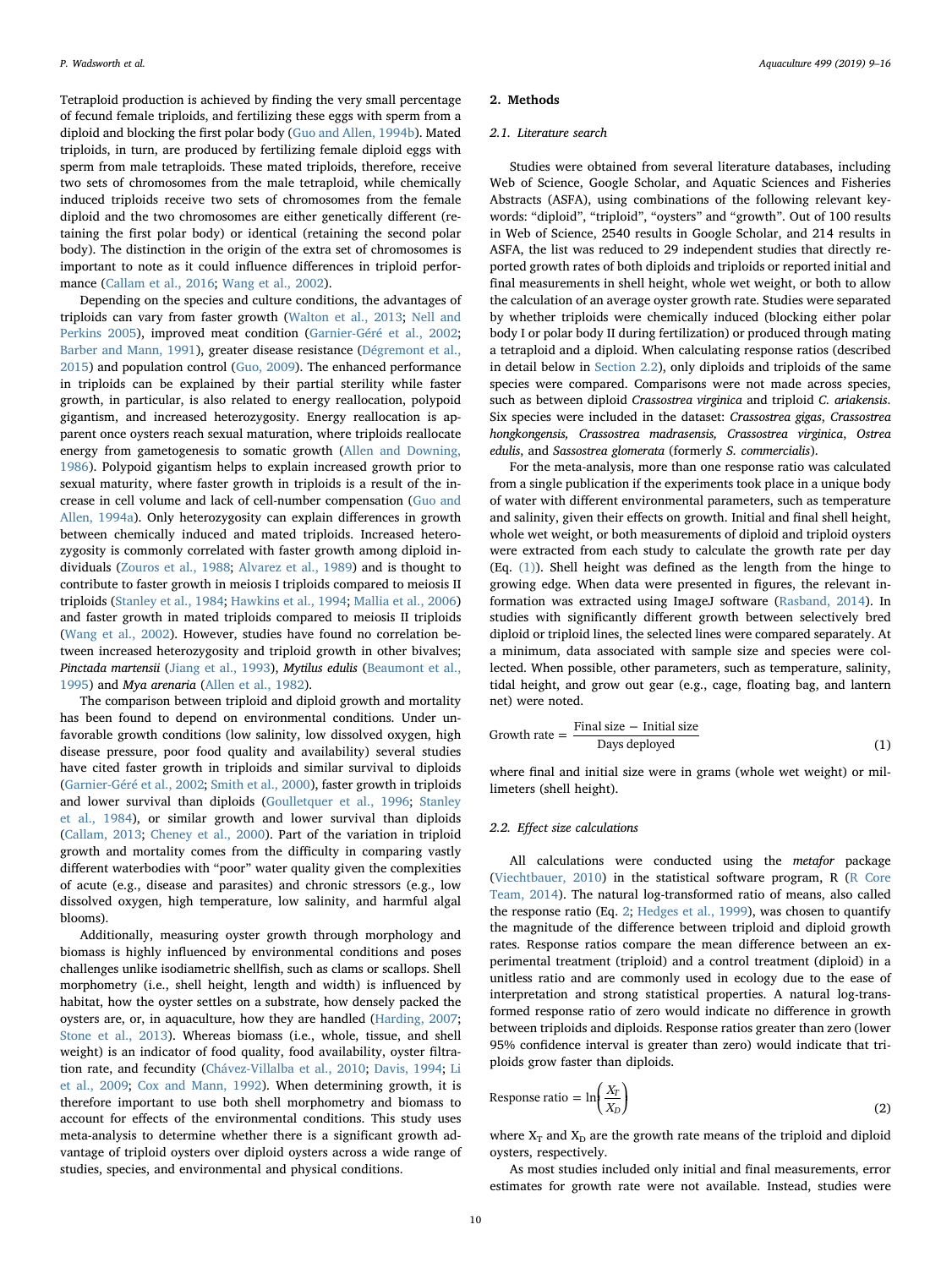Tetraploid production is achieved by finding the very small percentage of fecund female triploids, and fertilizing these eggs with sperm from a diploid and blocking the first polar body (Guo and Allen, 1994b). Mated triploids, in turn, are produced by fertilizing female diploid eggs with sperm from male tetraploids. These mated triploids, therefore, receive two sets of chromosomes from the male tetraploid, while chemically induced triploids receive two sets of chromosomes from the female diploid and the two chromosomes are either genetically different (retaining the first polar body) or identical (retaining the second polar body). The distinction in the origin of the extra set of chromosomes is important to note as it could influence differences in triploid performance (Callam et al., 2016; Wang et al., 2002).

Depending on the species and culture conditions, the advantages of triploids can vary from faster growth (Walton et al., 2013; Nell and Perkins 2005), improved meat condition (Garnier-Géré et al., 2002; Barber and Mann, 1991), greater disease resistance (Dégremont et al., 2015) and population control (Guo, 2009). The enhanced performance in triploids can be explained by their partial sterility while faster growth, in particular, is also related to energy reallocation, polypoid gigantism, and increased heterozygosity. Energy reallocation is apparent once oysters reach sexual maturation, where triploids reallocate energy from gametogenesis to somatic growth (Allen and Downing, 1986). Polypoid gigantism helps to explain increased growth prior to sexual maturity, where faster growth in triploids is a result of the increase in cell volume and lack of cell-number compensation (Guo and Allen, 1994a). Only heterozygosity can explain differences in growth between chemically induced and mated triploids. Increased heterozygosity is commonly correlated with faster growth among diploid individuals (Zouros et al., 1988; Alvarez et al., 1989) and is thought to contribute to faster growth in meiosis I triploids compared to meiosis II triploids (Stanley et al., 1984; Hawkins et al., 1994; Mallia et al., 2006) and faster growth in mated triploids compared to meiosis II triploids (Wang et al., 2002). However, studies have found no correlation between increased heterozygosity and triploid growth in other bivalves; *Pinctada martensii* (Jiang et al., 1993), *Mytilus edulis* (Beaumont et al., 1995) and *Mya arenaria* (Allen et al., 1982).

The comparison between triploid and diploid growth and mortality has been found to depend on environmental conditions. Under unfavorable growth conditions (low salinity, low dissolved oxygen, high disease pressure, poor food quality and availability) several studies have cited faster growth in triploids and similar survival to diploids (Garnier-Géré et al., 2002; Smith et al., 2000), faster growth in triploids and lower survival than diploids (Goulletquer et al., 1996; Stanley et al., 1984), or similar growth and lower survival than diploids (Callam, 2013; Cheney et al., 2000). Part of the variation in triploid growth and mortality comes from the difficulty in comparing vastly different waterbodies with "poor" water quality given the complexities of acute (e.g., disease and parasites) and chronic stressors (e.g., low dissolved oxygen, high temperature, low salinity, and harmful algal blooms).

Additionally, measuring oyster growth through morphology and biomass is highly influenced by environmental conditions and poses challenges unlike isodiametric shellfish, such as clams or scallops. Shell morphometry (i.e., shell height, length and width) is influenced by habitat, how the oyster settles on a substrate, how densely packed the oysters are, or, in aquaculture, how they are handled (Harding, 2007; Stone et al., 2013). Whereas biomass (i.e., whole, tissue, and shell weight) is an indicator of food quality, food availability, oyster filtration rate, and fecundity (Chávez-Villalba et al., 2010; Davis, 1994; Li et al., 2009; Cox and Mann, 1992). When determining growth, it is therefore important to use both shell morphometry and biomass to account for effects of the environmental conditions. This study uses meta-analysis to determine whether there is a significant growth advantage of triploid oysters over diploid oysters across a wide range of studies, species, and environmental and physical conditions.

## 2. Methods

### 2.1. Literature search

Studies were obtained from several literature databases, including Web of Science, Google Scholar, and Aquatic Sciences and Fisheries Abstracts (ASFA), using combinations of the following relevant keywords: "diploid", "triploid", "oysters" and "growth". Out of 100 results in Web of Science, 2540 results in Google Scholar, and 214 results in ASFA, the list was reduced to 29 independent studies that directly reported growth rates of both diploids and triploids or reported initial and final measurements in shell height, whole wet weight, or both to allow the calculation of an average oyster growth rate. Studies were separated by whether triploids were chemically induced (blocking either polar body I or polar body II during fertilization) or produced through mating a tetraploid and a diploid. When calculating response ratios (described in detail below in Section 2.2), only diploids and triploids of the same species were compared. Comparisons were not made across species, such as between diploid *Crassostrea virginica* and triploid *C. ariakensis*. Six species were included in the dataset: *Crassostrea gigas*, *Crassostrea hongkongensis*, *Crassostrea madrasensis*, *Crassostrea virginica*, *Ostrea edulis*, and *Sassostrea glomerata* (formerly *S. commercialis*).

For the meta-analysis, more than one response ratio was calculated from a single publication if the experiments took place in a unique body of water with different environmental parameters, such as temperature and salinity, given their effects on growth. Initial and final shell height, whole wet weight, or both measurements of diploid and triploid oysters were extracted from each study to calculate the growth rate per day (Eq. (1)). Shell height was defined as the length from the hinge to growing edge. When data were presented in figures, the relevant information was extracted using ImageJ software (Rasband, 2014). In studies with significantly different growth between selectively bred diploid or triploid lines, the selected lines were compared separately. At a minimum, data associated with sample size and species were collected. When possible, other parameters, such as temperature, salinity, tidal height, and grow out gear (e.g., cage, floating bag, and lantern net) were noted.

$$\text{Growth rate} = \frac{\text{Final size} - \text{Initial size}}{\text{Days deployed}} \tag{1}$$

where final and initial size were in grams (whole wet weight) or millimeters (shell height).

### 2.2. Effect size calculations

All calculations were conducted using the *metafor* package (Viechtbauer, 2010) in the statistical software program, R (R Core Team, 2014). The natural log-transformed ratio of means, also called the response ratio (Eq. 2; Hedges et al., 1999), was chosen to quantify the magnitude of the difference between triploid and diploid growth rates. Response ratios compare the mean difference between an experimental treatment (triploid) and a control treatment (diploid) in a unitless ratio and are commonly used in ecology due to the ease of interpretation and strong statistical properties. A natural log-transformed response ratio of zero would indicate no difference in growth between triploids and diploids. Response ratios greater than zero (lower 95% confidence interval is greater than zero) would indicate that triploids grow faster than diploids.

$$\text{Response ratio} = \ln\left(\frac{X_T}{X_D}\right) \tag{2}$$

where $X_T$ and $X_D$ are the growth rate means of the triploid and diploid oysters, respectively.

As most studies included only initial and final measurements, error estimates for growth rate were not available. Instead, studies were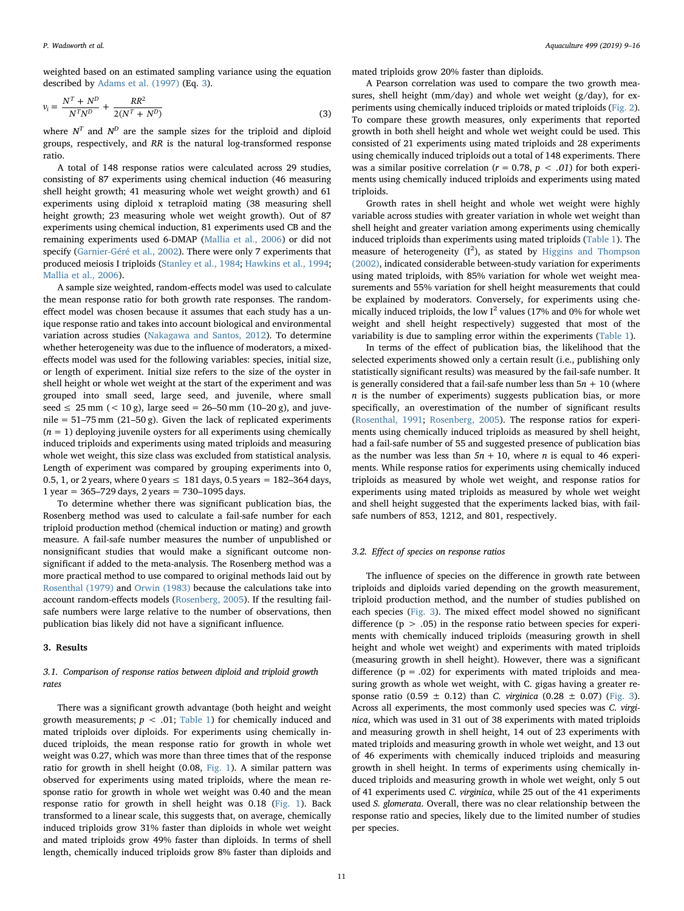weighted based on an estimated sampling variance using the equation described by Adams et al. (1997) (Eq. 3).

$$v_i = \frac{N^T + N^D}{N^T N^D} + \frac{RR^2}{2(N^T + N^D)} \tag{3}$$

where $N^T$ and $N^D$ are the sample sizes for the triploid and diploid groups, respectively, and $RR$ is the natural log-transformed response ratio.

A total of 148 response ratios were calculated across 29 studies, consisting of 87 experiments using chemical induction (46 measuring shell height growth; 41 measuring whole wet weight growth) and 61 experiments using diploid x tetraploid mating (38 measuring shell height growth; 23 measuring whole wet weight growth). Out of 87 experiments using chemical induction, 81 experiments used CB and the remaining experiments used 6-DMAP (Mallia et al., 2006) or did not specify (Garnier-Géré et al., 2002). There were only 7 experiments that produced meiosis I triploids (Stanley et al., 1984; Hawkins et al., 1994; Mallia et al., 2006).

A sample size weighted, random-effects model was used to calculate the mean response ratio for both growth rate responses. The random-effect model was chosen because it assumes that each study has a unique response ratio and takes into account biological and environmental variation across studies (Nakagawa and Santos, 2012). To determine whether heterogeneity was due to the influence of moderators, a mixed-effects model was used for the following variables: species, initial size, or length of experiment. Initial size refers to the size of the oyster in shell height or whole wet weight at the start of the experiment and was grouped into small seed, large seed, and juvenile, where small seed ≤ 25 mm (< 10 g), large seed = 26–50 mm (10–20 g), and juvenile = 51–75 mm (21–50 g). Given the lack of replicated experiments ($n = 1$) deploying juvenile oysters for all experiments using chemically induced triploids and experiments using mated triploids and measuring whole wet weight, this size class was excluded from statistical analysis. Length of experiment was compared by grouping experiments into 0, 0.5, 1, or 2 years, where 0 years ≤ 181 days, 0.5 years = 182–364 days, 1 year = 365–729 days, 2 years = 730–1095 days.

To determine whether there was significant publication bias, the Rosenberg method was used to calculate a fail-safe number for each triploid production method (chemical induction or mating) and growth measure. A fail-safe number measures the number of unpublished or nonsignificant studies that would make a significant outcome nonsignificant if added to the meta-analysis. The Rosenberg method was a more practical method to use compared to original methods laid out by Rosenthal (1979) and Orwin (1983) because the calculations take into account random-effects models (Rosenberg, 2005). If the resulting fail-safe numbers were large relative to the number of observations, then publication bias likely did not have a significant influence.

## 3. Results

### 3.1. Comparison of response ratios between diploid and triploid growth rates

There was a significant growth advantage (both height and weight growth measurements; $p < .01$; Table 1) for chemically induced and mated triploids over diploids. For experiments using chemically induced triploids, the mean response ratio for growth in whole wet weight was 0.27, which was more than three times that of the response ratio for growth in shell height (0.08, Fig. 1). A similar pattern was observed for experiments using mated triploids, where the mean response ratio for growth in whole wet weight was 0.40 and the mean response ratio for growth in shell height was 0.18 (Fig. 1). Back transformed to a linear scale, this suggests that, on average, chemically induced triploids grow 31% faster than diploids in whole wet weight and mated triploids grow 49% faster than diploids. In terms of shell length, chemically induced triploids grow 8% faster than diploids and mated triploids grow 20% faster than diploids.

A Pearson correlation was used to compare the two growth measures, shell height (mm/day) and whole wet weight (g/day), for experiments using chemically induced triploids or mated triploids (Fig. 2). To compare these growth measures, only experiments that reported growth in both shell height and whole wet weight could be used. This consisted of 21 experiments using mated triploids and 28 experiments using chemically induced triploids out a total of 148 experiments. There was a similar positive correlation ($r = 0.78$, $p < .01$) for both experiments using chemically induced triploids and experiments using mated triploids.

Growth rates in shell height and whole wet weight were highly variable across studies with greater variation in whole wet weight than shell height and greater variation among experiments using chemically induced triploids than experiments using mated triploids (Table 1). The measure of heterogeneity ($I^2$), as stated by Higgins and Thompson (2002), indicated considerable between-study variation for experiments using mated triploids, with 85% variation for whole wet weight measurements and 55% variation for shell height measurements that could be explained by moderators. Conversely, for experiments using chemically induced triploids, the low $I^2$ values (17% and 0% for whole wet weight and shell height respectively) suggested that most of the variability is due to sampling error within the experiments (Table 1).

In terms of the effect of publication bias, the likelihood that the selected experiments showed only a certain result (i.e., publishing only statistically significant results) was measured by the fail-safe number. It is generally considered that a fail-safe number less than $5n + 10$ (where $n$ is the number of experiments) suggests publication bias, or more specifically, an overestimation of the number of significant results (Rosenthal, 1991; Rosenberg, 2005). The response ratios for experiments using chemically induced triploids as measured by shell height, had a fail-safe number of 55 and suggested presence of publication bias as the number was less than $5n + 10$, where $n$ is equal to 46 experiments. While response ratios for experiments using chemically induced triploids as measured by whole wet weight, and response ratios for experiments using mated triploids as measured by whole wet weight and shell height suggested that the experiments lacked bias, with fail-safe numbers of 853, 1212, and 801, respectively.

### 3.2. Effect of species on response ratios

The influence of species on the difference in growth rate between triploids and diploids varied depending on the growth measurement, triploid production method, and the number of studies published on each species (Fig. 3). The mixed effect model showed no significant difference ($p > .05$) in the response ratio between species for experiments with chemically induced triploids (measuring growth in shell height and whole wet weight) and experiments with mated triploids (measuring growth in shell height). However, there was a significant difference ($p = .02$) for experiments with mated triploids and measuring growth as whole wet weight, with *C. gigas* having a greater response ratio (0.59 ± 0.12) than *C. virginica* (0.28 ± 0.07) (Fig. 3). Across all experiments, the most commonly used species was *C. virginica*, which was used in 31 out of 38 experiments with mated triploids and measuring growth in shell height, 14 out of 23 experiments with mated triploids and measuring growth in whole wet weight, and 13 out of 46 experiments with chemically induced triploids and measuring growth in shell height. In terms of experiments using chemically induced triploids and measuring growth in whole wet weight, only 5 out of 41 experiments used *C. virginica*, while 25 out of the 41 experiments used *S. glomerata*. Overall, there was no clear relationship between the response ratio and species, likely due to the limited number of studies per species.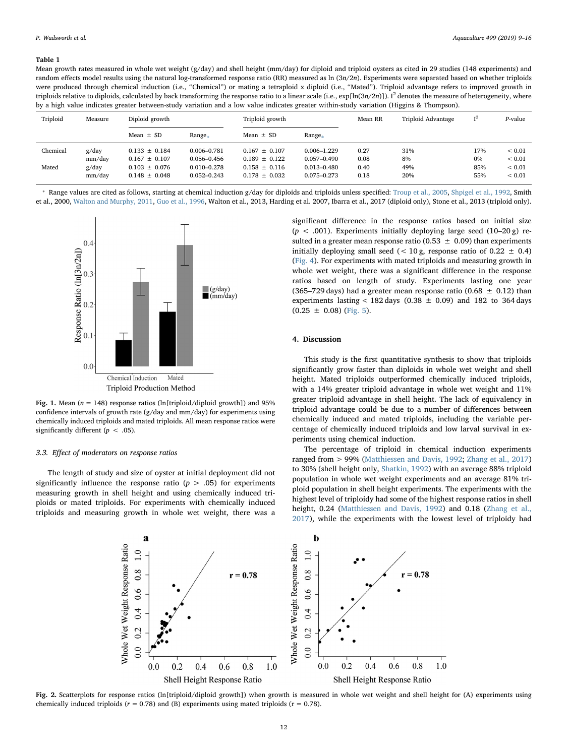**Table 1**

Mean growth rates measured in whole wet weight (g/day) and shell height (mm/day) for diploid and triploid oysters as cited in 29 studies (148 experiments) and random effects model results using the natural log-transformed response ratio (RR) measured as ln (3*n*/2*n*). Experiments were separated based on whether triploids were produced through chemical induction (i.e., "Chemical") or mating a tetraploid x diploid (i.e., "Mated"). Triploid advantage refers to improved growth in triploids relative to diploids, calculated by back transforming the response ratio to a linear scale (i.e., exp[ln(3*n*/2*n*)]). $I^2$ denotes the measure of heterogeneity, where by a high value indicates greater between-study variation and a low value indicates greater within-study variation (Higgins & Thompson).

| Triploid | Measure | Diploid growth | | Triploid growth | | Mean RR | Triploid Advantage | $I^2$ | *P*-value |
|---|---|---|---|---|---|---|---|---|---|
| | | Mean ± SD | Range* | Mean ± SD | Range* | | | | |
| Chemical | g/day | 0.133 ± 0.184 | 0.006–0.781 | 0.167 ± 0.107 | 0.006–1.229 | 0.27 | 31% | 17% | < 0.01 |
| | mm/day | 0.167 ± 0.107 | 0.056–0.456 | 0.189 ± 0.122 | 0.057–0.490 | 0.08 | 8% | 0% | < 0.01 |
| Mated | g/day | 0.103 ± 0.076 | 0.010–0.278 | 0.158 ± 0.116 | 0.013–0.480 | 0.40 | 49% | 85% | < 0.01 |
| | mm/day | 0.148 ± 0.048 | 0.052–0.243 | 0.178 ± 0.032 | 0.075–0.273 | 0.18 | 20% | 55% | < 0.01 |

* Range values are cited as follows, starting at chemical induction g/day for diploids and triploids unless specified: Troup et al., 2005, Shpigel et al., 1992, Smith et al., 2000, Walton and Murphy, 2011, Guo et al., 1996, Walton et al., 2013, Harding et al. 2007, Ibarra et al., 2017 (diploid only), Stone et al., 2013 (triploid only).

**Fig. 1.** Mean ($n = 148$) response ratios (ln[triploid/diploid growth]) and 95% confidence intervals of growth rate (g/day and mm/day) for experiments using chemically induced triploids and mated triploids. All mean response ratios were significantly different ($p < .05$).

### 3.3. Effect of moderators on response ratios

The length of study and size of oyster at initial deployment did not significantly influence the response ratio ($p > .05$) for experiments measuring growth in shell height and using chemically induced triploids or mated triploids. For experiments with chemically induced triploids and measuring growth in whole wet weight, there was a significant difference in the response ratios based on initial size ($p < .001$). Experiments initially deploying large seed (10–20 g) resulted in a greater mean response ratio (0.53 ± 0.09) than experiments initially deploying small seed (< 10 g, response ratio of 0.22 ± 0.4) (Fig. 4). For experiments with mated triploids and measuring growth in whole wet weight, there was a significant difference in the response ratios based on length of study. Experiments lasting one year (365–729 days) had a greater mean response ratio (0.68 ± 0.12) than experiments lasting < 182 days (0.38 ± 0.09) and 182 to 364 days (0.25 ± 0.08) (Fig. 5).

## 4. Discussion

This study is the first quantitative synthesis to show that triploids significantly grow faster than diploids in whole wet weight and shell height. Mated triploids outperformed chemically induced triploids, with a 14% greater triploid advantage in whole wet weight and 11% greater triploid advantage in shell height. The lack of equivalency in triploid advantage could be due to a number of differences between chemically induced and mated triploids, including the variable percentage of chemically induced triploids and low larval survival in experiments using chemical induction.

The percentage of triploid in chemical induction experiments ranged from > 99% (Matthiessen and Davis, 1992; Zhang et al., 2017) to 30% (shell height only, Shatkin, 1992) with an average 88% triploid population in whole wet weight experiments and an average 81% triploid population in shell height experiments. The experiments with the highest level of triploidy had some of the highest response ratios in shell height, 0.24 (Matthiessen and Davis, 1992) and 0.18 (Zhang et al., 2017), while the experiments with the lowest level of triploidy had

**Fig. 2.** Scatterplots for response ratios (ln[triploid/diploid growth]) when growth is measured in whole wet weight and shell height for (A) experiments using chemically induced triploids ($r = 0.78$) and (B) experiments using mated triploids ($r = 0.78$).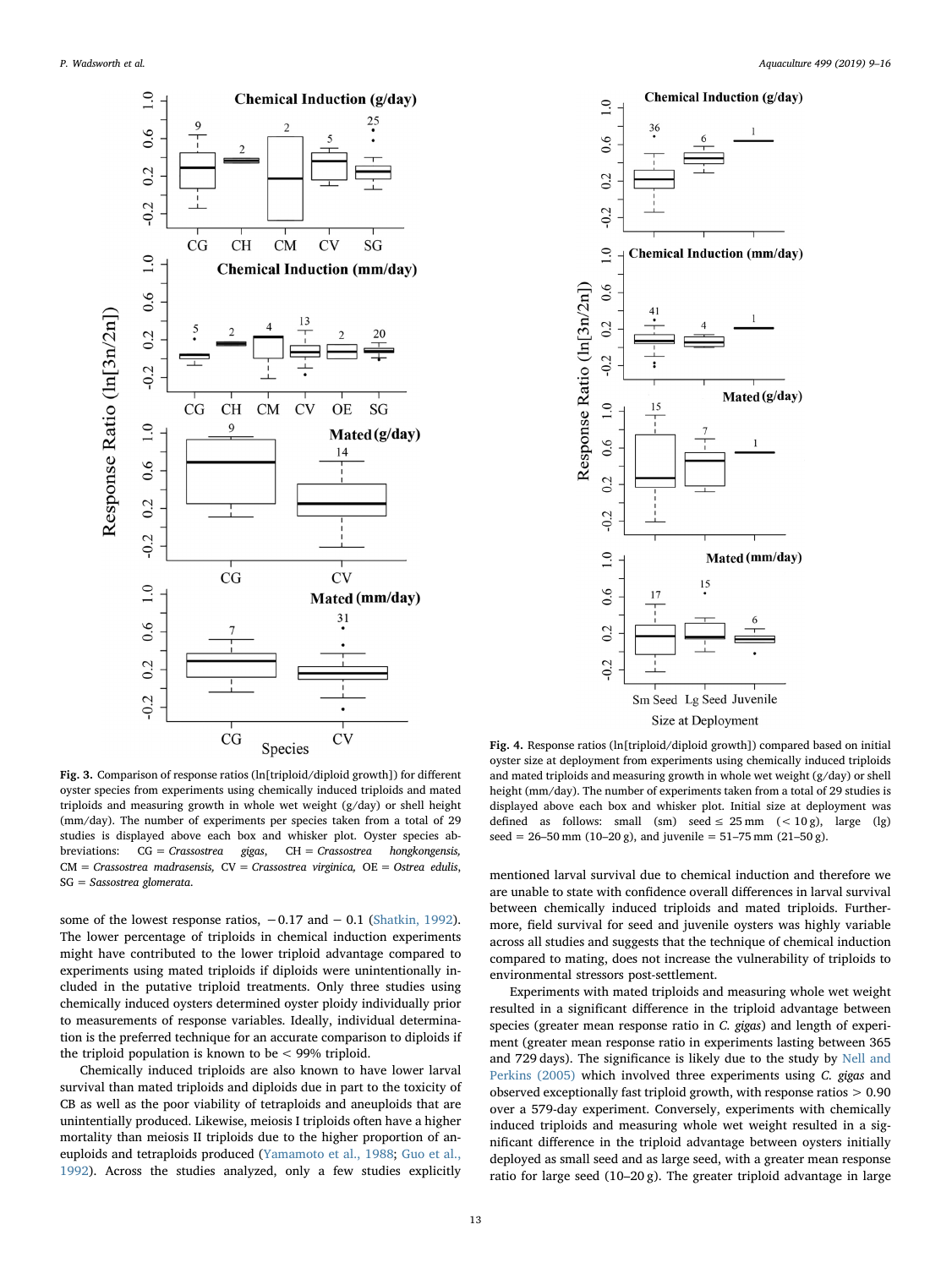**Fig. 3.** Comparison of response ratios (ln[triploid/diploid growth]) for different oyster species from experiments using chemically induced triploids and mated triploids and measuring growth in whole wet weight (g/day) or shell height (mm/day). The number of experiments per species taken from a total of 29 studies is displayed above each box and whisker plot. Oyster species abbreviations: CG = *Crassostrea gigas*, CH = *Crassostrea hongkongensis*, CM = *Crassostrea madrasensis*, CV = *Crassostrea virginica*, OE = *Ostrea edulis*, SG = *Sassostrea glomerata*.

some of the lowest response ratios, −0.17 and − 0.1 (Shatkin, 1992). The lower percentage of triploids in chemical induction experiments might have contributed to the lower triploid advantage compared to experiments using mated triploids if diploids were unintentionally included in the putative triploid treatments. Only three studies using chemically induced oysters determined oyster ploidy individually prior to measurements of response variables. Ideally, individual determination is the preferred technique for an accurate comparison to diploids if the triploid population is known to be < 99% triploid.

Chemically induced triploids are also known to have lower larval survival than mated triploids and diploids due in part to the toxicity of CB as well as the poor viability of tetraploids and aneuploids that are unintentionally produced. Likewise, meiosis I triploids often have a higher mortality than meiosis II triploids due to the higher proportion of aneuploids and tetraploids produced (Yamamoto et al., 1988; Guo et al., 1992). Across the studies analyzed, only a few studies explicitly mentioned larval survival due to chemical induction and therefore we are unable to state with confidence overall differences in larval survival between chemically induced triploids and mated triploids. Furthermore, field survival for seed and juvenile oysters was highly variable across all studies and suggests that the technique of chemical induction compared to mating, does not increase the vulnerability of triploids to environmental stressors post-settlement.

**Fig. 4.** Response ratios (ln[triploid/diploid growth]) compared based on initial oyster size at deployment from experiments using chemically induced triploids and mated triploids and measuring growth in whole wet weight (g/day) or shell height (mm/day). The number of experiments taken from a total of 29 studies is displayed above each box and whisker plot. Initial size at deployment was defined as follows: small (sm) seed ≤ 25 mm (< 10 g), large (lg) seed = 26–50 mm (10–20 g), and juvenile = 51–75 mm (21–50 g).

Experiments with mated triploids and measuring whole wet weight resulted in a significant difference in the triploid advantage between species (greater mean response ratio in *C. gigas*) and length of experiment (greater mean response ratio in experiments lasting between 365 and 729 days). The significance is likely due to the study by Nell and Perkins (2005) which involved three experiments using *C. gigas* and observed exceptionally fast triploid growth, with response ratios > 0.90 over a 579-day experiment. Conversely, experiments with chemically induced triploids and measuring whole wet weight resulted in a significant difference in the triploid advantage between oysters initially deployed as small seed and as large seed, with a greater mean response ratio for large seed (10–20 g). The greater triploid advantage in large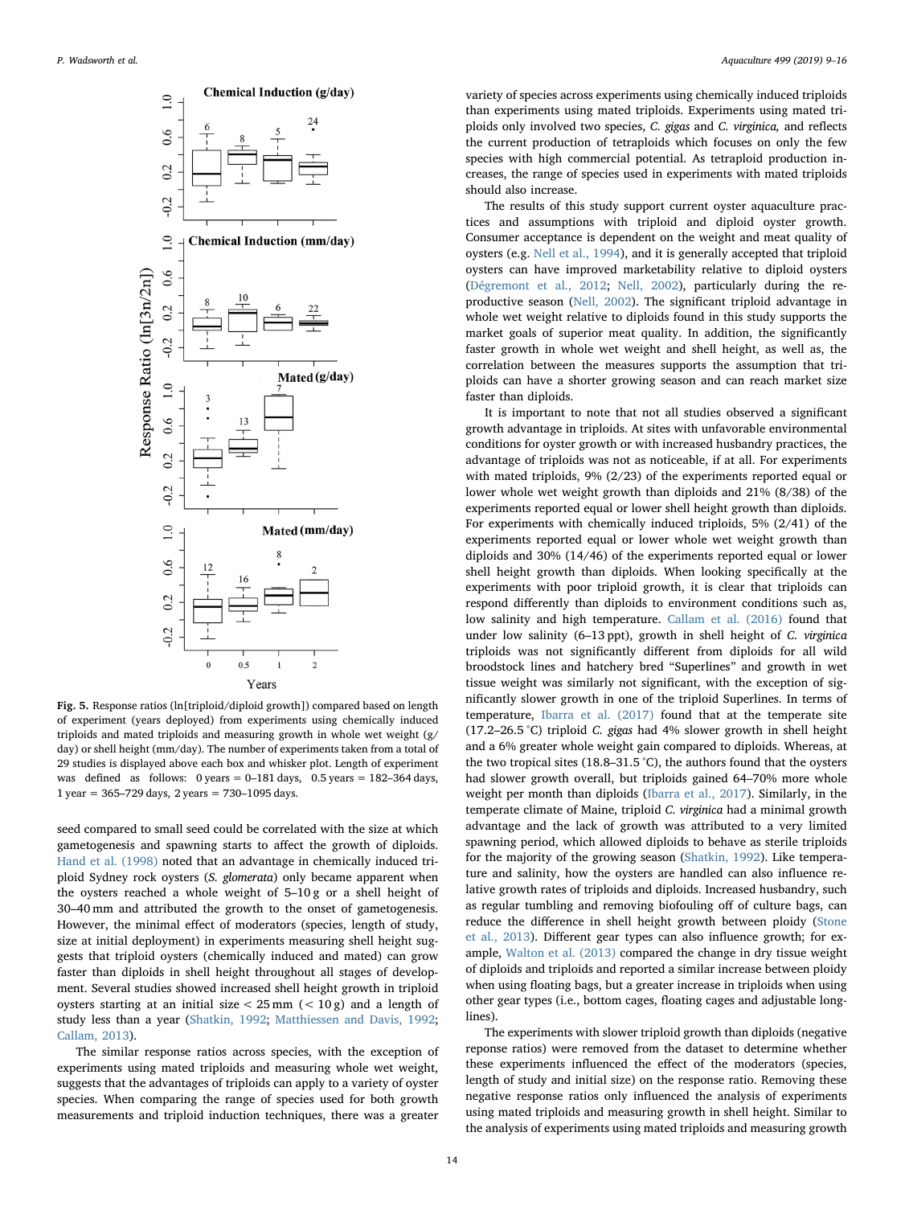Fig. 5. Response ratios (ln[triploid/diploid growth]) compared based on length of experiment (years deployed) from experiments using chemically induced triploids and mated triploids and measuring growth in whole wet weight (g/day) or shell height (mm/day). The number of experiments taken from a total of 29 studies is displayed above each box and whisker plot. Length of experiment was defined as follows: 0 years = 0–181 days, 0.5 years = 182–364 days, 1 year = 365–729 days, 2 years = 730–1095 days.

seed compared to small seed could be correlated with the size at which gametogenesis and spawning starts to affect the growth of diploids. Hand et al. (1998) noted that an advantage in chemically induced triploid Sydney rock oysters (*S. glomerata*) only became apparent when the oysters reached a whole weight of 5–10 g or a shell height of 30–40 mm and attributed the growth to the onset of gametogenesis. However, the minimal effect of moderators (species, length of study, size at initial deployment) in experiments measuring shell height suggests that triploid oysters (chemically induced and mated) can grow faster than diploids in shell height throughout all stages of development. Several studies showed increased shell height growth in triploid oysters starting at an initial size < 25 mm (< 10 g) and a length of study less than a year (Shatkin, 1992; Matthiessen and Davis, 1992; Callam, 2013).

The similar response ratios across species, with the exception of experiments using mated triploids and measuring whole wet weight, suggests that the advantages of triploids can apply to a variety of oyster species. When comparing the range of species used for both growth measurements and triploid induction techniques, there was a greater variety of species across experiments using chemically induced triploids than experiments using mated triploids. Experiments using mated triploids only involved two species, *C. gigas* and *C. virginica,* and reflects the current production of tetraploids which focuses on only the few species with high commercial potential. As tetraploid production increases, the range of species used in experiments with mated triploids should also increase.

The results of this study support current oyster aquaculture practices and assumptions with triploid and diploid oyster growth. Consumer acceptance is dependent on the weight and meat quality of oysters (e.g. Nell et al., 1994), and it is generally accepted that triploid oysters can have improved marketability relative to diploid oysters (Dégremont et al., 2012; Nell, 2002), particularly during the reproductive season (Nell, 2002). The significant triploid advantage in whole wet weight relative to diploids found in this study supports the market goals of superior meat quality. In addition, the significantly faster growth in whole wet weight and shell height, as well as, the correlation between the measures supports the assumption that triploids can have a shorter growing season and can reach market size faster than diploids.

It is important to note that not all studies observed a significant growth advantage in triploids. At sites with unfavorable environmental conditions for oyster growth or with increased husbandry practices, the advantage of triploids was not as noticeable, if at all. For experiments with mated triploids, 9% (2/23) of the experiments reported equal or lower whole wet weight growth than diploids and 21% (8/38) of the experiments reported equal or lower shell height growth than diploids. For experiments with chemically induced triploids, 5% (2/41) of the experiments reported equal or lower whole wet weight growth than diploids and 30% (14/46) of the experiments reported equal or lower shell height growth than diploids. When looking specifically at the experiments with poor triploid growth, it is clear that triploids can respond differently than diploids to environment conditions such as, low salinity and high temperature. Callam et al. (2016) found that under low salinity (6–13 ppt), growth in shell height of *C. virginica* triploids was not significantly different from diploids for all wild broodstock lines and hatchery bred "Superlines" and growth in wet tissue weight was similarly not significant, with the exception of significantly slower growth in one of the triploid Superlines. In terms of temperature, Ibarra et al. (2017) found that at the temperate site (17.2–26.5 °C) triploid *C. gigas* had 4% slower growth in shell height and a 6% greater whole weight gain compared to diploids. Whereas, at the two tropical sites (18.8–31.5 °C), the authors found that the oysters had slower growth overall, but triploids gained 64–70% more whole weight per month than diploids (Ibarra et al., 2017). Similarly, in the temperate climate of Maine, triploid *C. virginica* had a minimal growth advantage and the lack of growth was attributed to a very limited spawning period, which allowed diploids to behave as sterile triploids for the majority of the growing season (Shatkin, 1992). Like temperature and salinity, how the oysters are handled can also influence relative growth rates of triploids and diploids. Increased husbandry, such as regular tumbling and removing biofouling off of culture bags, can reduce the difference in shell height growth between ploidy (Stone et al., 2013). Different gear types can also influence growth; for example, Walton et al. (2013) compared the change in dry tissue weight of diploids and triploids and reported a similar increase between ploidy when using floating bags, but a greater increase in triploids when using other gear types (i.e., bottom cages, floating cages and adjustable longlines).

The experiments with slower triploid growth than diploids (negative reponse ratios) were removed from the dataset to determine whether these experiments influenced the effect of the moderators (species, length of study and initial size) on the response ratio. Removing these negative response ratios only influenced the analysis of experiments using mated triploids and measuring growth in shell height. Similar to the analysis of experiments using mated triploids and measuring growth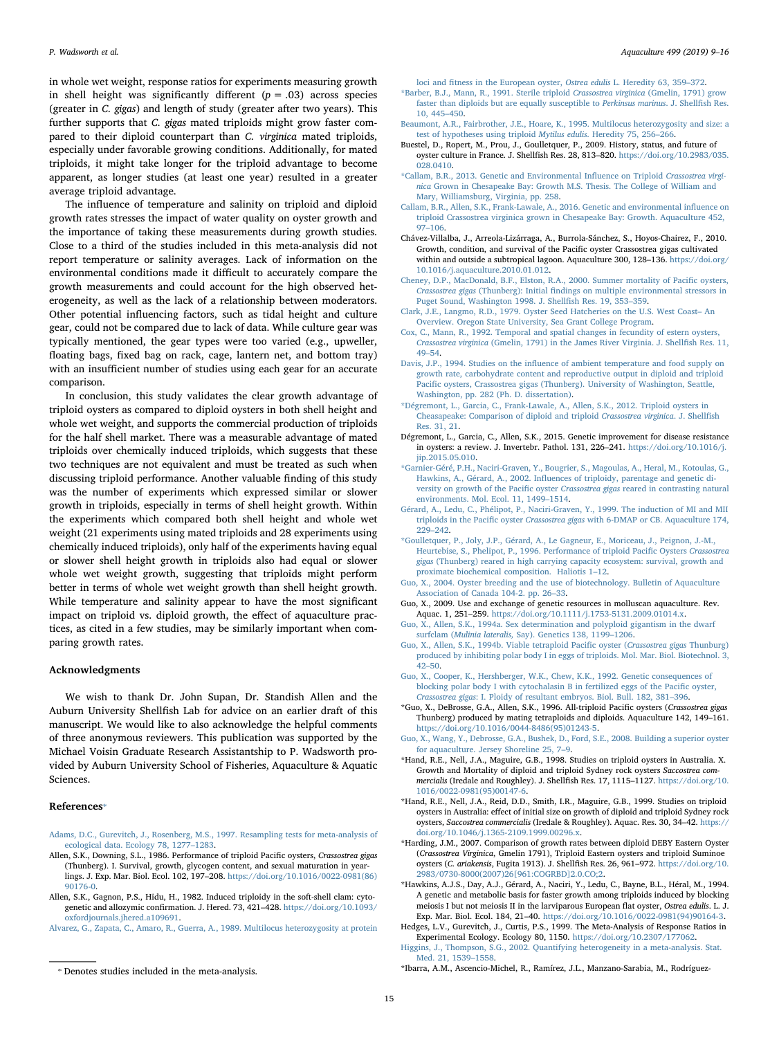in whole wet weight, response ratios for experiments measuring growth in shell height was significantly different ($p = .03$) across species (greater in *C. gigas*) and length of study (greater after two years). This further supports that *C. gigas* mated triploids might grow faster compared to their diploid counterpart than *C. virginica* mated triploids, especially under favorable growing conditions. Additionally, for mated triploids, it might take longer for the triploid advantage to become apparent, as longer studies (at least one year) resulted in a greater average triploid advantage.

The influence of temperature and salinity on triploid and diploid growth rates stresses the impact of water quality on oyster growth and the importance of taking these measurements during growth studies. Close to a third of the studies included in this meta-analysis did not report temperature or salinity averages. Lack of information on the environmental conditions made it difficult to accurately compare the growth measurements and could account for the high observed heterogeneity, as well as the lack of a relationship between moderators. Other potential influencing factors, such as tidal height and culture gear, could not be compared due to lack of data. While culture gear was typically mentioned, the gear types were too varied (e.g., upweller, floating bags, fixed bag on rack, cage, lantern net, and bottom tray) with an insufficient number of studies using each gear for an accurate comparison.

In conclusion, this study validates the clear growth advantage of triploid oysters as compared to diploid oysters in both shell height and whole wet weight, and supports the commercial production of triploids for the half shell market. There was a measurable advantage of mated triploids over chemically induced triploids, which suggests that these two techniques are not equivalent and must be treated as such when discussing triploid performance. Another valuable finding of this study was the number of experiments which expressed similar or slower growth in triploids, especially in terms of shell height growth. Within the experiments which compared both shell height and whole wet weight (21 experiments using mated triploids and 28 experiments using chemically induced triploids), only half of the experiments having equal or slower shell height growth in triploids also had equal or slower whole wet weight growth, suggesting that triploids might perform better in terms of whole wet weight growth than shell height growth. While temperature and salinity appear to have the most significant impact on triploid vs. diploid growth, the effect of aquaculture practices, as cited in a few studies, may be similarly important when comparing growth rates.

## Acknowledgments

We wish to thank Dr. John Supan, Dr. Standish Allen and the Auburn University Shellfish Lab for advice on an earlier draft of this manuscript. We would like to also acknowledge the helpful comments of three anonymous reviewers. This publication was supported by the Michael Voisin Graduate Research Assistantship to P. Wadsworth provided by Auburn University School of Fisheries, Aquaculture & Aquatic Sciences.

## References*

Adams, D.C., Gurevitch, J., Rosenberg, M.S., 1997. Resampling tests for meta-analysis of ecological data. Ecology 78, 1277–1283.

Allen, S.K., Downing, S.L., 1986. Performance of triploid Pacific oysters, *Crassostrea gigas* (Thunberg). I. Survival, growth, glycogen content, and sexual maturation in yearlings. J. Exp. Mar. Biol. Ecol. 102, 197–208. https://doi.org/10.1016/0022-0981(86)90176-0.

Allen, S.K., Gagnon, P.S., Hidu, H., 1982. Induced triploidy in the soft-shell clam: cytogenetic and allozymic confirmation. J. Hered. 73, 421–428. https://doi.org/10.1093/oxfordjournals.jhered.a109691.

Alvarez, G., Zapata, C., Amaro, R., Guerra, A., 1989. Multilocus heterozygosity at protein loci and fitness in the European oyster, *Ostrea edulis* L. Heredity 63, 359–372.

*Barber, B.J., Mann, R., 1991. Sterile triploid *Crassostrea virginica* (Gmelin, 1791) grow faster than diploids but are equally susceptible to *Perkinsus marinus*. J. Shellfish Res. 10, 445–450.

Beaumont, A.R., Fairbrother, J.E., Hoare, K., 1995. Multilocus heterozygosity and size: a test of hypotheses using triploid *Mytilus edulis*. Heredity 75, 256–266.

Buestel, D., Ropert, M., Prou, J., Goulletquer, P., 2009. History, status, and future of oyster culture in France. J. Shellfish Res. 28, 813–820. https://doi.org/10.2983/035.028.0410.

*Callam, B.R., 2013. Genetic and Environmental Influence on Triploid *Crassostrea virginica* Grown in Chesapeake Bay: Growth M.S. Thesis. The College of William and Mary, Williamsburg, Virginia, pp. 258.

Callam, B.R., Allen, S.K., Frank-Lawale, A., 2016. Genetic and environmental influence on triploid Crassostrea virginica grown in Chesapeake Bay: Growth. Aquaculture 452, 97–106.

Chávez-Villalba, J., Arreola-Lizárraga, A., Burrola-Sánchez, S., Hoyos-Chairez, F., 2010. Growth, condition, and survival of the Pacific oyster Crassostrea gigas cultivated within and outside a subtropical lagoon. Aquaculture 300, 128–136. https://doi.org/10.1016/j.aquaculture.2010.01.012.

Cheney, D.P., MacDonald, B.F., Elston, R.A., 2000. Summer mortality of Pacific oysters, *Crassostrea gigas* (Thunberg): Initial findings on multiple environmental stressors in Puget Sound, Washington 1998. J. Shellfish Res. 19, 353–359.

Clark, J.E., Langmo, R.D., 1979. Oyster Seed Hatcheries on the U.S. West Coast– An Overview. Oregon State University, Sea Grant College Program.

Cox, C., Mann, R., 1992. Temporal and spatial changes in fecundity of estern oysters, *Crassostrea virginica* (Gmelin, 1791) in the James River Virginia. J. Shellfish Res. 11, 49–54.

Davis, J.P., 1994. Studies on the influence of ambient temperature and food supply on growth rate, carbohydrate content and reproductive output in diploid and triploid Pacific oysters, Crassostrea gigas (Thunberg). University of Washington, Seattle, Washington, pp. 282 (Ph. D. dissertation).

*Dégremont, L., Garcia, C., Frank-Lawale, A., Allen, S.K., 2012. Triploid oysters in Cheasapeake: Comparison of diploid and triploid *Crassostrea virginica*. J. Shellfish Res. 31, 21.

Dégremont, L., Garcia, C., Allen, S.K., 2015. Genetic improvement for disease resistance in oysters: a review. J. Invertebr. Pathol. 131, 226–241. https://doi.org/10.1016/j.jip.2015.05.010.

*Garnier-Géré, P.H., Naciri-Graven, Y., Bougrier, S., Magoulas, A., Heral, M., Kotoulas, G., Hawkins, A., Gérard, A., 2002. Influences of triploidy, parentage and genetic diversity on growth of the Pacific oyster *Crassostrea gigas* reared in contrasting natural environments. Mol. Ecol. 11, 1499–1514.

Gérard, A., Ledu, C., Phélipot, P., Naciri-Graven, Y., 1999. The induction of MI and MII triploids in the Pacific oyster *Crassostrea gigas* with 6-DMAP or CB. Aquaculture 174, 229–242.

*Goulletquer, P., Joly, J.P., Gérard, A., Le Gagneur, E., Moriceau, J., Peignon, J.-M., Heurtebise, S., Phelipot, P., 1996. Performance of triploid Pacific Oysters *Crassostrea gigas* (Thunberg) reared in high carrying capacity ecosystem: survival, growth and proximate biochemical composition. Haliotis 1–12.

Guo, X., 2004. Oyster breeding and the use of biotechnology. Bulletin of Aquaculture Association of Canada 104-2. pp. 26–33.

Guo, X., 2009. Use and exchange of genetic resources in molluscan aquaculture. Rev. Aquac. 1, 251–259. https://doi.org/10.1111/j.1753-5131.2009.01014.x.

Guo, X., Allen, S.K., 1994a. Sex determination and polyploid gigantism in the dwarf surfclam (*Mulinia lateralis*, Say). Genetics 138, 1199–1206.

Guo, X., Allen, S.K., 1994b. Viable tetraploid Pacific oyster (*Crassostrea gigas* Thunburg) produced by inhibiting polar body I in eggs of triploids. Mol. Mar. Biol. Biotechnol. 3, 42–50.

Guo, X., Cooper, K., Hershberger, W.K., Chew, K.K., 1992. Genetic consequences of blocking polar body I with cytochalasin B in fertilized eggs of the Pacific oyster, *Crassostrea gigas*: I. Ploidy of resultant embryos. Biol. Bull. 182, 381–396.

*Guo, X., DeBrosse, G.A., Allen, S.K., 1996. All-triploid Pacific oysters (*Crassostrea gigas* Thunberg) produced by mating tetraploids and diploids. Aquaculture 142, 149–161. https://doi.org/10.1016/0044-8486(95)01243-5.

Guo, X., Wang, Y., Debrosse, G.A., Bushek, D., Ford, S.E., 2008. Building a superior oyster for aquaculture. Jersey Shoreline 25, 7–9.

*Hand, R.E., Nell, J.A., Maguire, G.B., 1998. Studies on triploid oysters in Australia. X. Growth and Mortality of diploid and triploid Sydney rock oysters *Saccostrea commercialis* (Iredale and Roughley). J. Shellfish Res. 17, 1115–1127. https://doi.org/10.1016/0022-0981(95)00147-6.

*Hand, R.E., Nell, J.A., Reid, D.D., Smith, I.R., Maguire, G.B., 1999. Studies on triploid oysters in Australia: effect of initial size on growth of diploid and triploid Sydney rock oysters, *Saccostrea commercialis* (Iredale & Roughley). Aquac. Res. 30, 34–42. https://doi.org/10.1046/j.1365-2109.1999.00296.x.

*Harding, J.M., 2007. Comparison of growth rates between diploid DEBY Eastern Oyster (*Crassostrea Virginica*, Gmelin 1791), Triploid Eastern oysters and triploid Suminoe oysters (*C. ariakensis*, Fugita 1913). J. Shellfish Res. 26, 961–972. https://doi.org/10.2983/0730-8000(2007)26[961:COGRBD]2.0.CO;2.

*Hawkins, A.J.S., Day, A.J., Gérard, A., Naciri, Y., Ledu, C., Bayne, B.L., Héral, M., 1994. A genetic and metabolic basis for faster growth among triploids induced by blocking meiosis I but not meiosis II in the larviparous European flat oyster, *Ostrea edulis*. L. J. Exp. Mar. Biol. Ecol. 184, 21–40. https://doi.org/10.1016/0022-0981(94)90164-3.

Hedges, L.V., Gurevitch, J., Curtis, P.S., 1999. The Meta-Analysis of Response Ratios in Experimental Ecology. Ecology 80, 1150. https://doi.org/10.2307/177062.

Higgins, J., Thompson, S.G., 2002. Quantifying heterogeneity in a meta-analysis. Stat. Med. 21, 1539–1558.

*Ibarra, A.M., Ascencio-Michel, R., Ramírez, J.L., Manzano-Sarabia, M., Rodríguez-

\* Denotes studies included in the meta-analysis.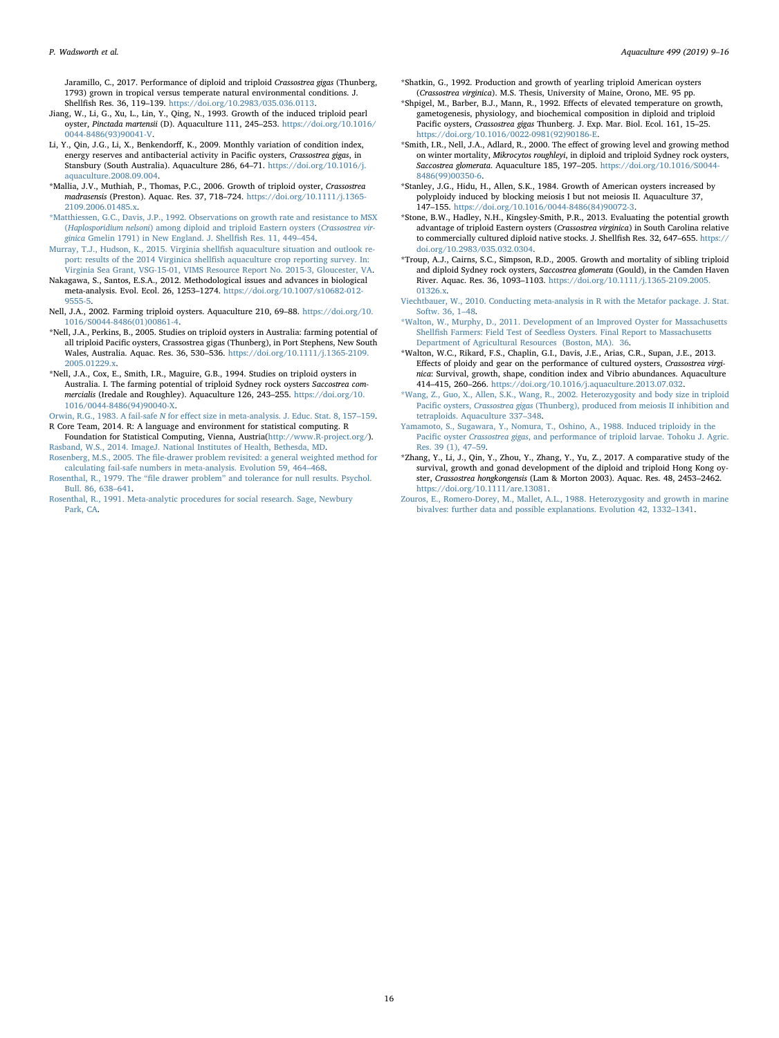Jaramillo, C., 2017. Performance of diploid and triploid *Crassostrea gigas* (Thunberg, 1793) grown in tropical versus temperate natural environmental conditions. J. Shellfish Res. 36, 119–139. https://doi.org/10.2983/035.036.0113.

Jiang, W., Li, G., Xu, L., Lin, Y., Qing, N., 1993. Growth of the induced triploid pearl oyster, *Pinctada martensii* (D). Aquaculture 111, 245–253. https://doi.org/10.1016/0044-8486(93)90041-V.

Li, Y., Qin, J.G., Li, X., Benkendorff, K., 2009. Monthly variation of condition index, energy reserves and antibacterial activity in Pacific oysters, *Crassostrea gigas*, in Stansbury (South Australia). Aquaculture 286, 64–71. https://doi.org/10.1016/j.aquaculture.2008.09.004.

*Mallia, J.V., Muthiah, P., Thomas, P.C., 2006. Growth of triploid oyster, *Crassostrea madrasensis* (Preston). Aquac. Res. 37, 718–724. https://doi.org/10.1111/j.1365-2109.2006.01485.x.

*Matthiessen, G.C., Davis, J.P., 1992. Observations on growth rate and resistance to MSX (*Haplosporidium nelsoni*) among diploid and triploid Eastern oysters (*Crassostrea virginica* Gmelin 1791) in New England. J. Shellfish Res. 11, 449–454.

Murray, T.J., Hudson, K., 2015. Virginia shellfish aquaculture situation and outlook report: results of the 2014 Virginica shellfish aquaculture crop reporting survey. In: Virginia Sea Grant, VSG-15-01, VIMS Resource Report No. 2015-3, Gloucester, VA.

Nakagawa, S., Santos, E.S.A., 2012. Methodological issues and advances in biological meta-analysis. Evol. Ecol. 26, 1253–1274. https://doi.org/10.1007/s10682-012-9555-5.

Nell, J.A., 2002. Farming triploid oysters. Aquaculture 210, 69–88. https://doi.org/10.1016/S0044-8486(01)00861-4.

*Nell, J.A., Perkins, B., 2005. Studies on triploid oysters in Australia: farming potential of all triploid Pacific oysters, Crassostrea gigas (Thunberg), in Port Stephens, New South Wales, Australia. Aquac. Res. 36, 530–536. https://doi.org/10.1111/j.1365-2109.2005.01229.x.

*Nell, J.A., Cox, E., Smith, I.R., Maguire, G.B., 1994. Studies on triploid oysters in Australia. I. The farming potential of triploid Sydney rock oysters *Saccostrea commercialis* (Iredale and Roughley). Aquaculture 126, 243–255. https://doi.org/10.1016/0044-8486(94)90040-X.

Orwin, R.G., 1983. A fail-safe *N* for effect size in meta-analysis. J. Educ. Stat. 8, 157–159.

R Core Team, 2014. R: A language and environment for statistical computing. R Foundation for Statistical Computing, Vienna, Austria(http://www.R-project.org/).

Rasband, W.S., 2014. ImageJ. National Institutes of Health, Bethesda, MD.

Rosenberg, M.S., 2005. The file-drawer problem revisited: a general weighted method for calculating fail-safe numbers in meta-analysis. Evolution 59, 464–468.

Rosenthal, R., 1979. The "file drawer problem" and tolerance for null results. Psychol. Bull. 86, 638–641.

Rosenthal, R., 1991. Meta-analytic procedures for social research. Sage, Newbury Park, CA.

*Shatkin, G., 1992. Production and growth of yearling triploid American oysters (*Crassostrea virginica*). M.S. Thesis, University of Maine, Orono, ME. 95 pp.

*Shpigel, M., Barber, B.J., Mann, R., 1992. Effects of elevated temperature on growth, gametogenesis, physiology, and biochemical composition in diploid and triploid Pacific oysters, *Crassostrea gigas* Thunberg. J. Exp. Mar. Biol. Ecol. 161, 15–25. https://doi.org/10.1016/0022-0981(92)90186-E.

*Smith, I.R., Nell, J.A., Adlard, R., 2000. The effect of growing level and growing method on winter mortality, *Mikrocytos roughleyi*, in diploid and triploid Sydney rock oysters, *Saccostrea glomerata*. Aquaculture 185, 197–205. https://doi.org/10.1016/S0044-8486(99)00350-6.

*Stanley, J.G., Hidu, H., Allen, S.K., 1984. Growth of American oysters increased by polyploidy induced by blocking meiosis I but not meiosis II. Aquaculture 37, 147–155. https://doi.org/10.1016/0044-8486(84)90072-3.

*Stone, B.W., Hadley, N.H., Kingsley-Smith, P.R., 2013. Evaluating the potential growth advantage of triploid Eastern oysters (*Crassostrea virginica*) in South Carolina relative to commercially cultured diploid native stocks. J. Shellfish Res. 32, 647–655. https://doi.org/10.2983/035.032.0304.

*Troup, A.J., Cairns, S.C., Simpson, R.D., 2005. Growth and mortality of sibling triploid and diploid Sydney rock oysters, *Saccostrea glomerata* (Gould), in the Camden Haven River. Aquac. Res. 36, 1093–1103. https://doi.org/10.1111/j.1365-2109.2005.01326.x.

Viechtbauer, W., 2010. Conducting meta-analysis in R with the Metafor package. J. Stat. Softw. 36, 1–48.

*Walton, W., Murphy, D., 2011. Development of an Improved Oyster for Massachusetts Shellfish Farmers: Field Test of Seedless Oysters. Final Report to Massachusetts Department of Agricultural Resources (Boston, MA). 36.

*Walton, W.C., Rikard, F.S., Chaplin, G.I., Davis, J.E., Arias, C.R., Supan, J.E., 2013. Effects of ploidy and gear on the performance of cultured oysters, *Crassostrea virginica*: Survival, growth, shape, condition index and Vibrio abundances. Aquaculture 414–415, 260–266. https://doi.org/10.1016/j.aquaculture.2013.07.032.

*Wang, Z., Guo, X., Allen, S.K., Wang, R., 2002. Heterozygosity and body size in triploid Pacific oysters, *Crassostrea gigas* (Thunberg), produced from meiosis II inhibition and tetraploids. Aquaculture 337–348.

Yamamoto, S., Sugawara, Y., Nomura, T., Oshino, A., 1988. Induced triploidy in the Pacific oyster *Crassostrea gigas*, and performance of triploid larvae. Tohoku J. Agric. Res. 39 (1), 47–59.

*Zhang, Y., Li, J., Qin, Y., Zhou, Y., Zhang, Y., Yu, Z., 2017. A comparative study of the survival, growth and gonad development of the diploid and triploid Hong Kong oyster, *Crassostrea hongkongensis* (Lam & Morton 2003). Aquac. Res. 48, 2453–2462. https://doi.org/10.1111/are.13081.

Zouros, E., Romero-Dorey, M., Mallet, A.L., 1988. Heterozygosity and growth in marine bivalves: further data and possible explanations. Evolution 42, 1332–1341.